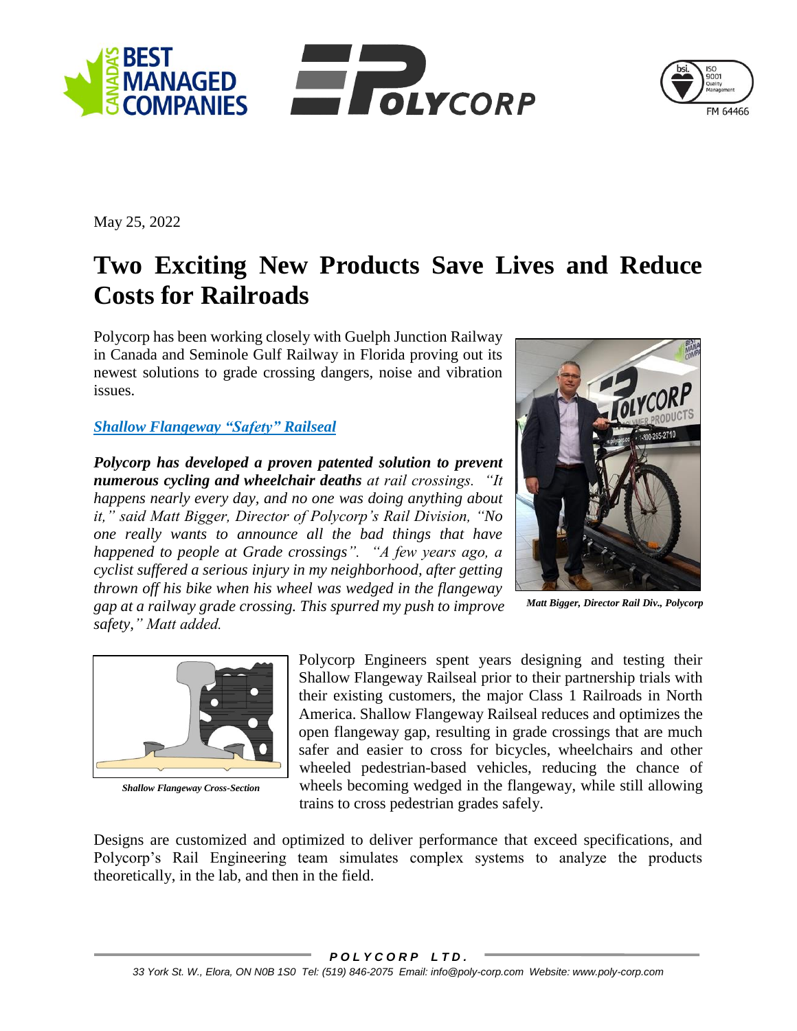May 25, 2022

# Two Exciting New Products Save Lives and Reduce Costs for Railroads

Polycorp has been working closely with Guelph Junction Railway in Canada and Seminole Gulf Railway in Florida proving out its newest solutions to grade crossing dangers, noise and vibration issues.

## *Shallow Flangeway "Safety" Railseal*

***Polycorp has developed a proven patented solution to prevent numerous cycling and wheelchair deaths*** *at rail crossings. "It happens nearly every day, and no one was doing anything about it," said Matt Bigger, Director of Polycorp's Rail Division, "No one really wants to announce all the bad things that have happened to people at Grade crossings". "A few years ago, a cyclist suffered a serious injury in my neighborhood, after getting thrown off his bike when his wheel was wedged in the flangeway gap at a railway grade crossing. This spurred my push to improve safety," Matt added.*

***Matt Bigger, Director Rail Div., Polycorp***

***Shallow Flangeway Cross-Section***

Polycorp Engineers spent years designing and testing their Shallow Flangeway Railseal prior to their partnership trials with their existing customers, the major Class 1 Railroads in North America. Shallow Flangeway Railseal reduces and optimizes the open flangeway gap, resulting in grade crossings that are much safer and easier to cross for bicycles, wheelchairs and other wheeled pedestrian-based vehicles, reducing the chance of wheels becoming wedged in the flangeway, while still allowing trains to cross pedestrian grades safely.

Designs are customized and optimized to deliver performance that exceed specifications, and Polycorp's Rail Engineering team simulates complex systems to analyze the products theoretically, in the lab, and then in the field.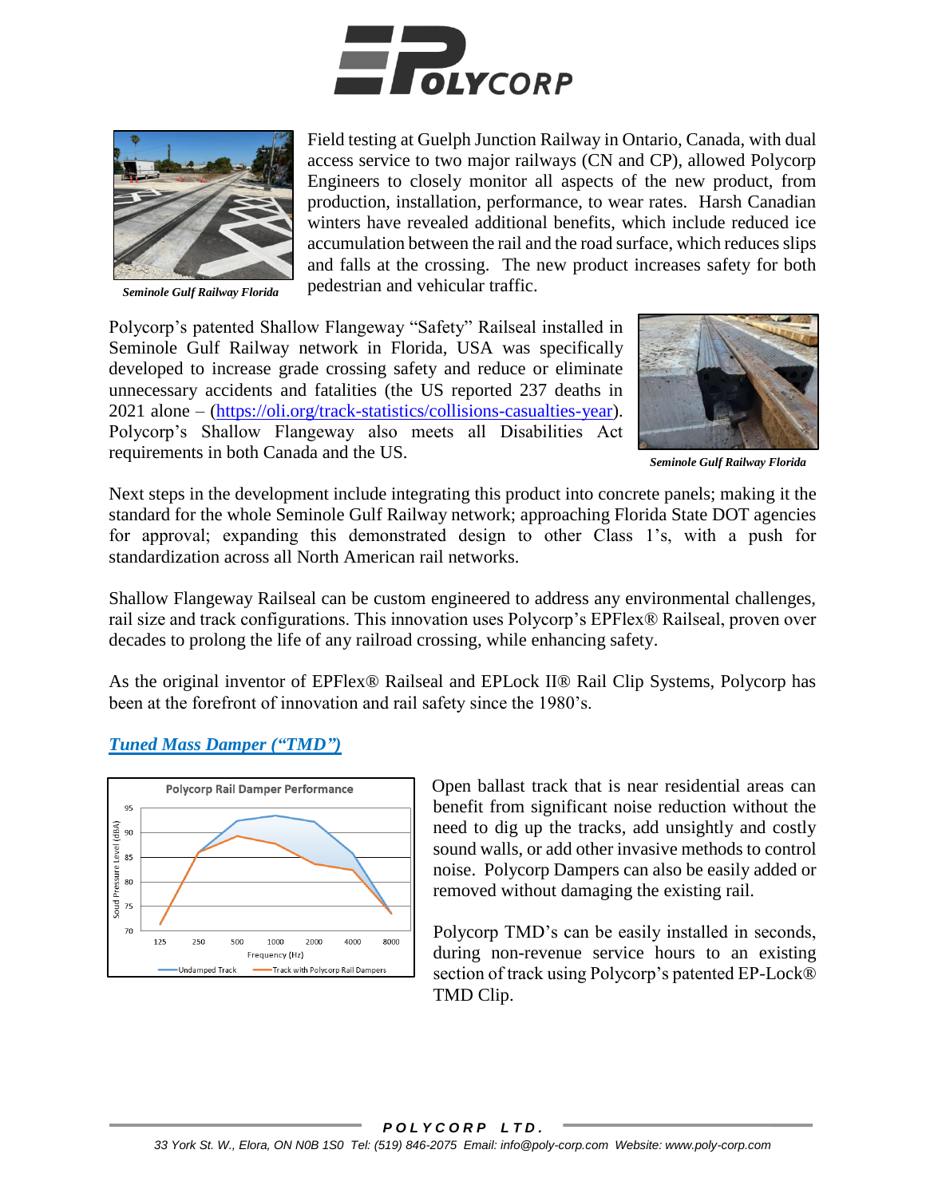Field testing at Guelph Junction Railway in Ontario, Canada, with dual access service to two major railways (CN and CP), allowed Polycorp Engineers to closely monitor all aspects of the new product, from production, installation, performance, to wear rates. Harsh Canadian winters have revealed additional benefits, which include reduced ice accumulation between the rail and the road surface, which reduces slips and falls at the crossing. The new product increases safety for both pedestrian and vehicular traffic.

***Seminole Gulf Railway Florida***

Polycorp's patented Shallow Flangeway "Safety" Railseal installed in Seminole Gulf Railway network in Florida, USA was specifically developed to increase grade crossing safety and reduce or eliminate unnecessary accidents and fatalities (the US reported 237 deaths in 2021 alone – (https://oli.org/track-statistics/collisions-casualties-year). Polycorp's Shallow Flangeway also meets all Disabilities Act requirements in both Canada and the US.

***Seminole Gulf Railway Florida***

Next steps in the development include integrating this product into concrete panels; making it the standard for the whole Seminole Gulf Railway network; approaching Florida State DOT agencies for approval; expanding this demonstrated design to other Class 1's, with a push for standardization across all North American rail networks.

Shallow Flangeway Railseal can be custom engineered to address any environmental challenges, rail size and track configurations. This innovation uses Polycorp's EPFlex® Railseal, proven over decades to prolong the life of any railroad crossing, while enhancing safety.

As the original inventor of EPFlex® Railseal and EPLock II® Rail Clip Systems, Polycorp has been at the forefront of innovation and rail safety since the 1980's.

## ***Tuned Mass Damper ("TMD")***

Open ballast track that is near residential areas can benefit from significant noise reduction without the need to dig up the tracks, add unsightly and costly sound walls, or add other invasive methods to control noise. Polycorp Dampers can also be easily added or removed without damaging the existing rail.

Polycorp TMD's can be easily installed in seconds, during non-revenue service hours to an existing section of track using Polycorp's patented EP-Lock® TMD Clip.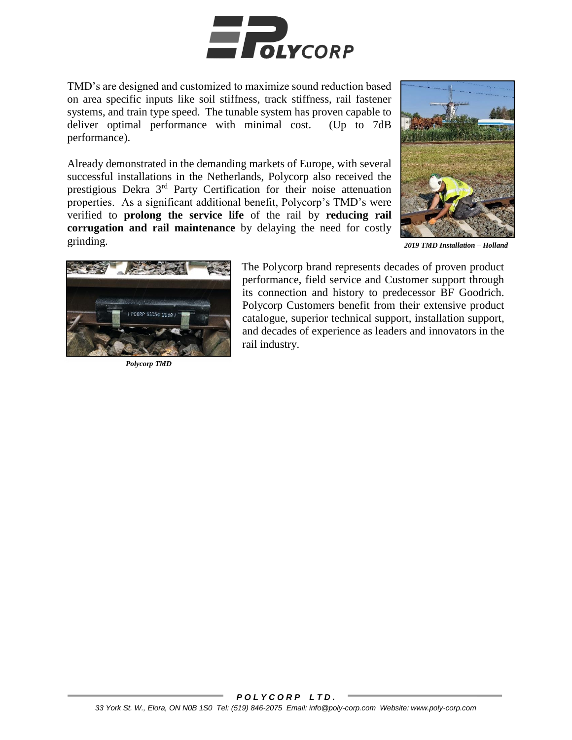TMD's are designed and customized to maximize sound reduction based on area specific inputs like soil stiffness, track stiffness, rail fastener systems, and train type speed. The tunable system has proven capable to deliver optimal performance with minimal cost. (Up to 7dB performance).

Already demonstrated in the demanding markets of Europe, with several successful installations in the Netherlands, Polycorp also received the prestigious Dekra 3rd Party Certification for their noise attenuation properties. As a significant additional benefit, Polycorp's TMD's were verified to **prolong the service life** of the rail by **reducing rail corrugation and rail maintenance** by delaying the need for costly grinding.

***2019 TMD Installation – Holland***

The Polycorp brand represents decades of proven product performance, field service and Customer support through its connection and history to predecessor BF Goodrich. Polycorp Customers benefit from their extensive product catalogue, superior technical support, installation support, and decades of experience as leaders and innovators in the rail industry.

***Polycorp TMD***